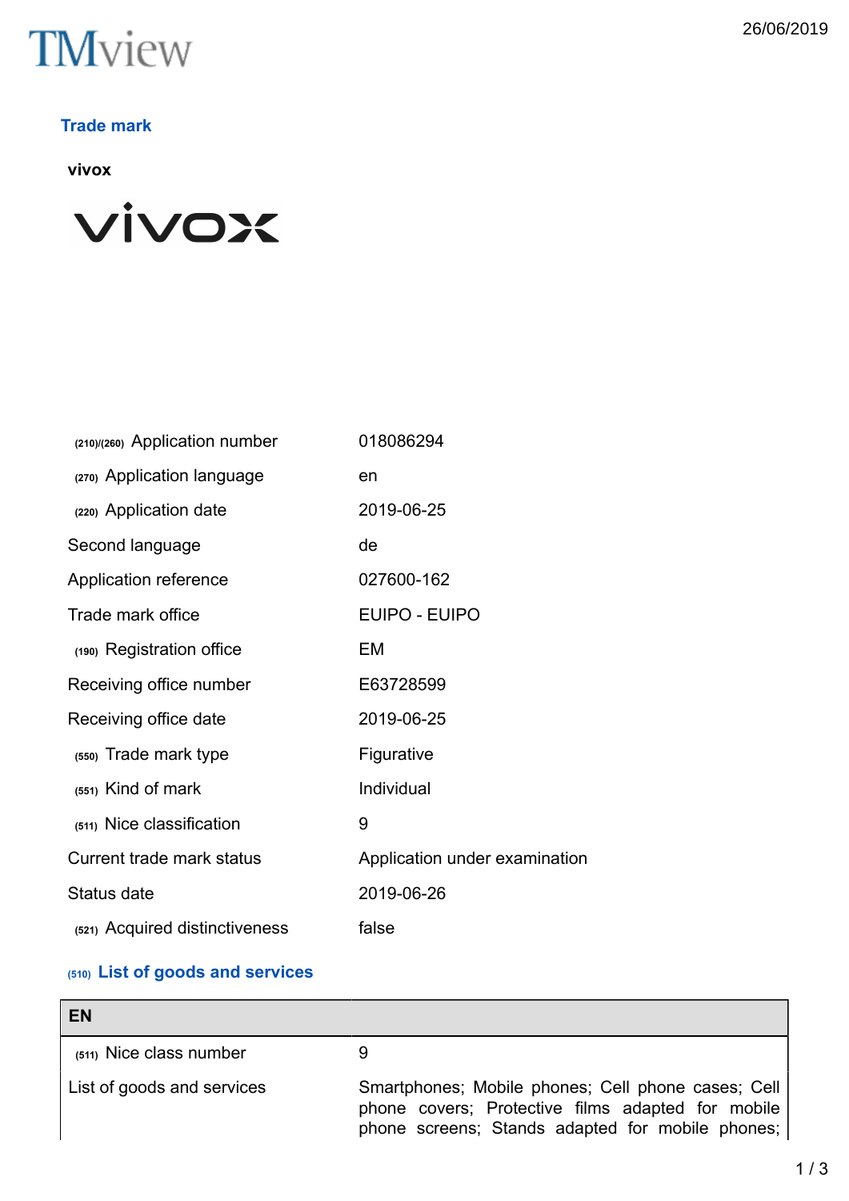TMview

26/06/2019

## Trade mark

**vivox**

| | |
|---|---|
| (210)/(260) Application number | 018086294 |
| (270) Application language | en |
| (220) Application date | 2019-06-25 |
| Second language | de |
| Application reference | 027600-162 |
| Trade mark office | EUIPO - EUIPO |
| (190) Registration office | EM |
| Receiving office number | E63728599 |
| Receiving office date | 2019-06-25 |
| (550) Trade mark type | Figurative |
| (551) Kind of mark | Individual |
| (511) Nice classification | 9 |
| Current trade mark status | Application under examination |
| Status date | 2019-06-26 |
| (521) Acquired distinctiveness | false |

### (510) List of goods and services

| EN | |
|---|---|
| (511) Nice class number | 9 |
| List of goods and services | Smartphones; Mobile phones; Cell phone cases; Cell phone covers; Protective films adapted for mobile phone screens; Stands adapted for mobile phones; |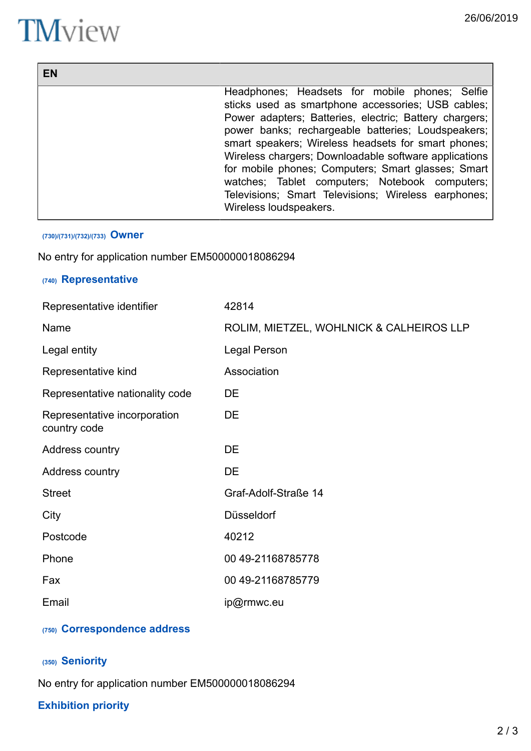| EN | |
|---|---|
| | Headphones; Headsets for mobile phones; Selfie sticks used as smartphone accessories; USB cables; Power adapters; Batteries, electric; Battery chargers; power banks; rechargeable batteries; Loudspeakers; smart speakers; Wireless headsets for smart phones; Wireless chargers; Downloadable software applications for mobile phones; Computers; Smart glasses; Smart watches; Tablet computers; Notebook computers; Televisions; Smart Televisions; Wireless earphones; Wireless loudspeakers. |

### (730)/(731)/(732)/(733) Owner

No entry for application number EM500000018086294

### (740) Representative

| | |
|---|---|
| Representative identifier | 42814 |
| Name | ROLIM, MIETZEL, WOHLNICK & CALHEIROS LLP |
| Legal entity | Legal Person |
| Representative kind | Association |
| Representative nationality code | DE |
| Representative incorporation country code | DE |
| Address country | DE |
| Address country | DE |
| Street | Graf-Adolf-Straße 14 |
| City | Düsseldorf |
| Postcode | 40212 |
| Phone | 00 49-21168785778 |
| Fax | 00 49-21168785779 |
| Email | ip@rmwc.eu |

### (750) Correspondence address

### (350) Seniority

No entry for application number EM500000018086294

### Exhibition priority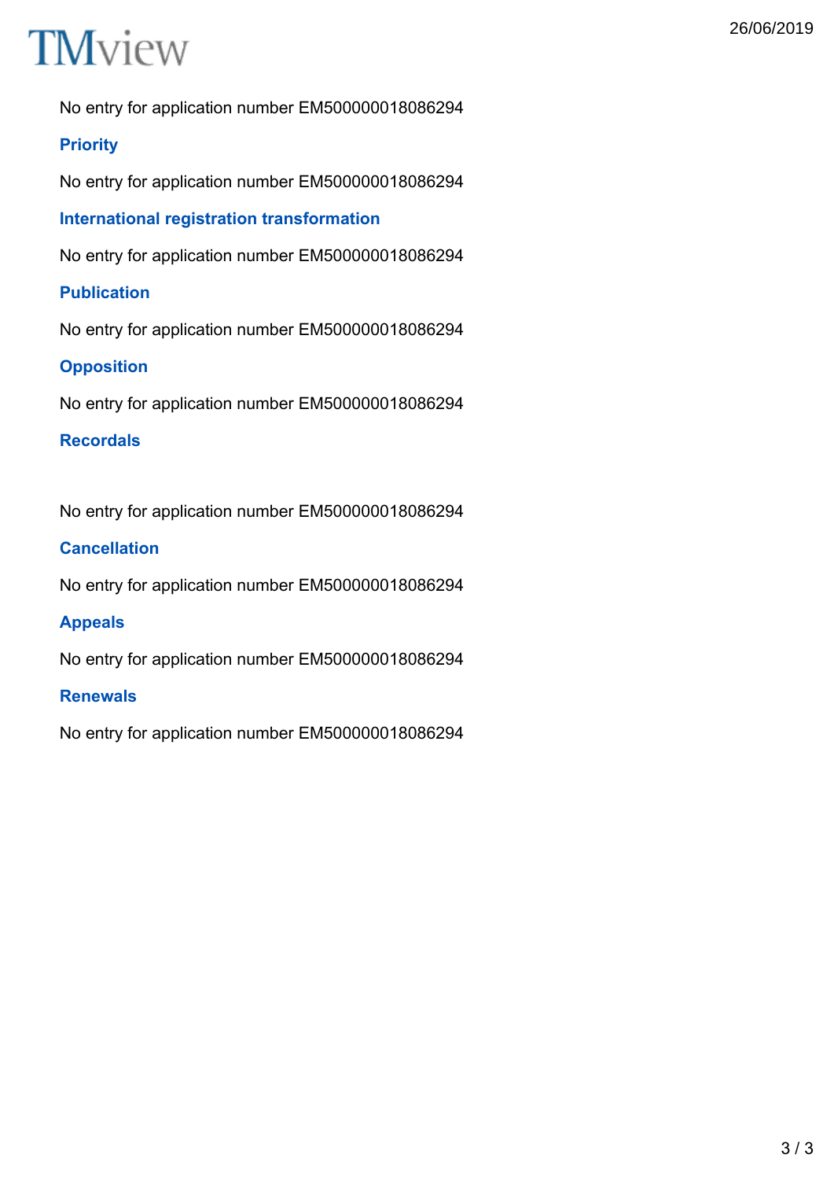No entry for application number EM500000018086294

## Priority

No entry for application number EM500000018086294

## International registration transformation

No entry for application number EM500000018086294

## Publication

No entry for application number EM500000018086294

## Opposition

No entry for application number EM500000018086294

## Recordals

No entry for application number EM500000018086294

## Cancellation

No entry for application number EM500000018086294

## Appeals

No entry for application number EM500000018086294

## Renewals

No entry for application number EM500000018086294